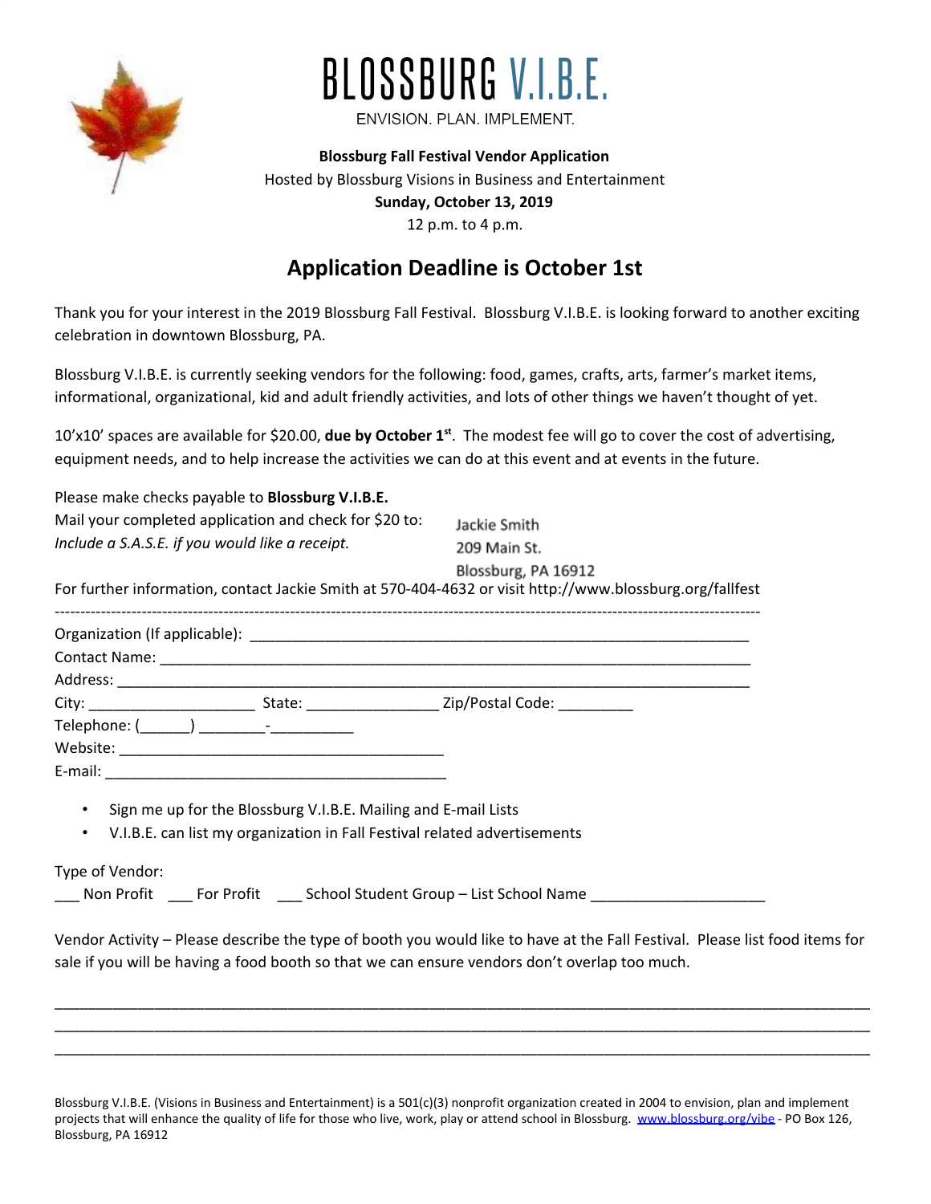# BLOSSBURG V.I.B.E.

ENVISION. PLAN. IMPLEMENT.

**Blossburg Fall Festival Vendor Application**

Hosted by Blossburg Visions in Business and Entertainment

**Sunday, October 13, 2019**

12 p.m. to 4 p.m.

## Application Deadline is October 1st

Thank you for your interest in the 2019 Blossburg Fall Festival. Blossburg V.I.B.E. is looking forward to another exciting celebration in downtown Blossburg, PA.

Blossburg V.I.B.E. is currently seeking vendors for the following: food, games, crafts, arts, farmer's market items, informational, organizational, kid and adult friendly activities, and lots of other things we haven't thought of yet.

10'x10' spaces are available for $20.00, **due by October 1st**. The modest fee will go to cover the cost of advertising, equipment needs, and to help increase the activities we can do at this event and at events in the future.

Please make checks payable to **Blossburg V.I.B.E.**

Mail your completed application and check for $20 to:

*Include a S.A.S.E. if you would like a receipt.*

Jackie Smith
209 Main St.
Blossburg, PA 16912

For further information, contact Jackie Smith at 570-404-4632 or visit http://www.blossburg.org/fallfest

---

Organization (If applicable): ____________________________________________

Contact Name: ____________________________________________

Address: ____________________________________________

City: ____________________ State: ________________ Zip/Postal Code: _________

Telephone: (______) ________-__________

Website: ________________________________________

E-mail: ________________________________________

- Sign me up for the Blossburg V.I.B.E. Mailing and E-mail Lists
- V.I.B.E. can list my organization in Fall Festival related advertisements

Type of Vendor:

___ Non Profit ___ For Profit ___ School Student Group – List School Name ______________________

Vendor Activity – Please describe the type of booth you would like to have at the Fall Festival. Please list food items for sale if you will be having a food booth so that we can ensure vendors don't overlap too much.

________________________________________________________________________________

________________________________________________________________________________

________________________________________________________________________________

Blossburg V.I.B.E. (Visions in Business and Entertainment) is a 501(c)(3) nonprofit organization created in 2004 to envision, plan and implement projects that will enhance the quality of life for those who live, work, play or attend school in Blossburg. www.blossburg.org/vibe - PO Box 126, Blossburg, PA 16912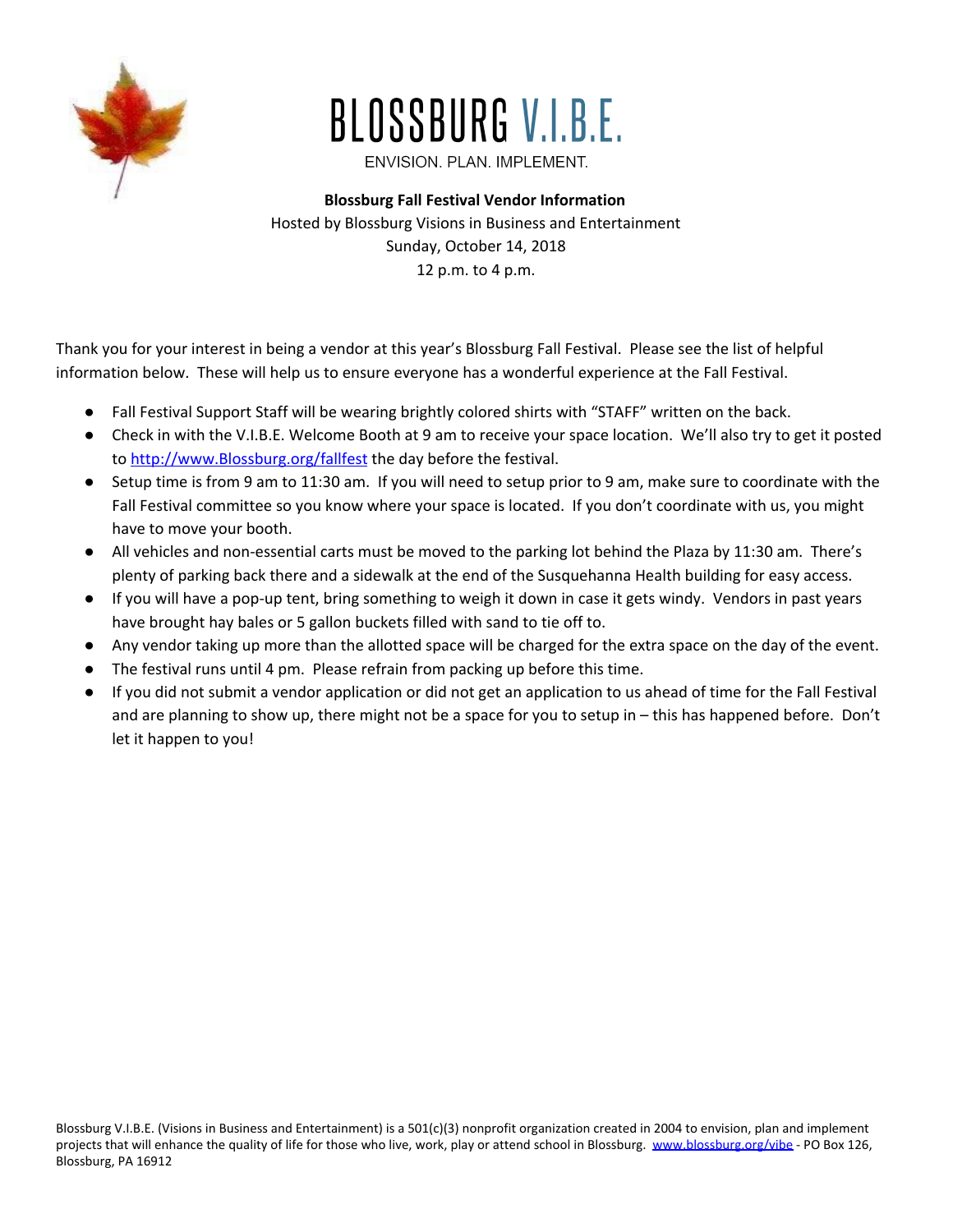# BLOSSBURG V.I.B.E.

ENVISION. PLAN. IMPLEMENT.

**Blossburg Fall Festival Vendor Information**

Hosted by Blossburg Visions in Business and Entertainment

Sunday, October 14, 2018

12 p.m. to 4 p.m.

Thank you for your interest in being a vendor at this year's Blossburg Fall Festival. Please see the list of helpful information below. These will help us to ensure everyone has a wonderful experience at the Fall Festival.

- Fall Festival Support Staff will be wearing brightly colored shirts with "STAFF" written on the back.
- Check in with the V.I.B.E. Welcome Booth at 9 am to receive your space location. We'll also try to get it posted to http://www.Blossburg.org/fallfest the day before the festival.
- Setup time is from 9 am to 11:30 am. If you will need to setup prior to 9 am, make sure to coordinate with the Fall Festival committee so you know where your space is located. If you don't coordinate with us, you might have to move your booth.
- All vehicles and non-essential carts must be moved to the parking lot behind the Plaza by 11:30 am. There's plenty of parking back there and a sidewalk at the end of the Susquehanna Health building for easy access.
- If you will have a pop-up tent, bring something to weigh it down in case it gets windy. Vendors in past years have brought hay bales or 5 gallon buckets filled with sand to tie off to.
- Any vendor taking up more than the allotted space will be charged for the extra space on the day of the event.
- The festival runs until 4 pm. Please refrain from packing up before this time.
- If you did not submit a vendor application or did not get an application to us ahead of time for the Fall Festival and are planning to show up, there might not be a space for you to setup in – this has happened before. Don't let it happen to you!

Blossburg V.I.B.E. (Visions in Business and Entertainment) is a 501(c)(3) nonprofit organization created in 2004 to envision, plan and implement projects that will enhance the quality of life for those who live, work, play or attend school in Blossburg. www.blossburg.org/vibe - PO Box 126, Blossburg, PA 16912